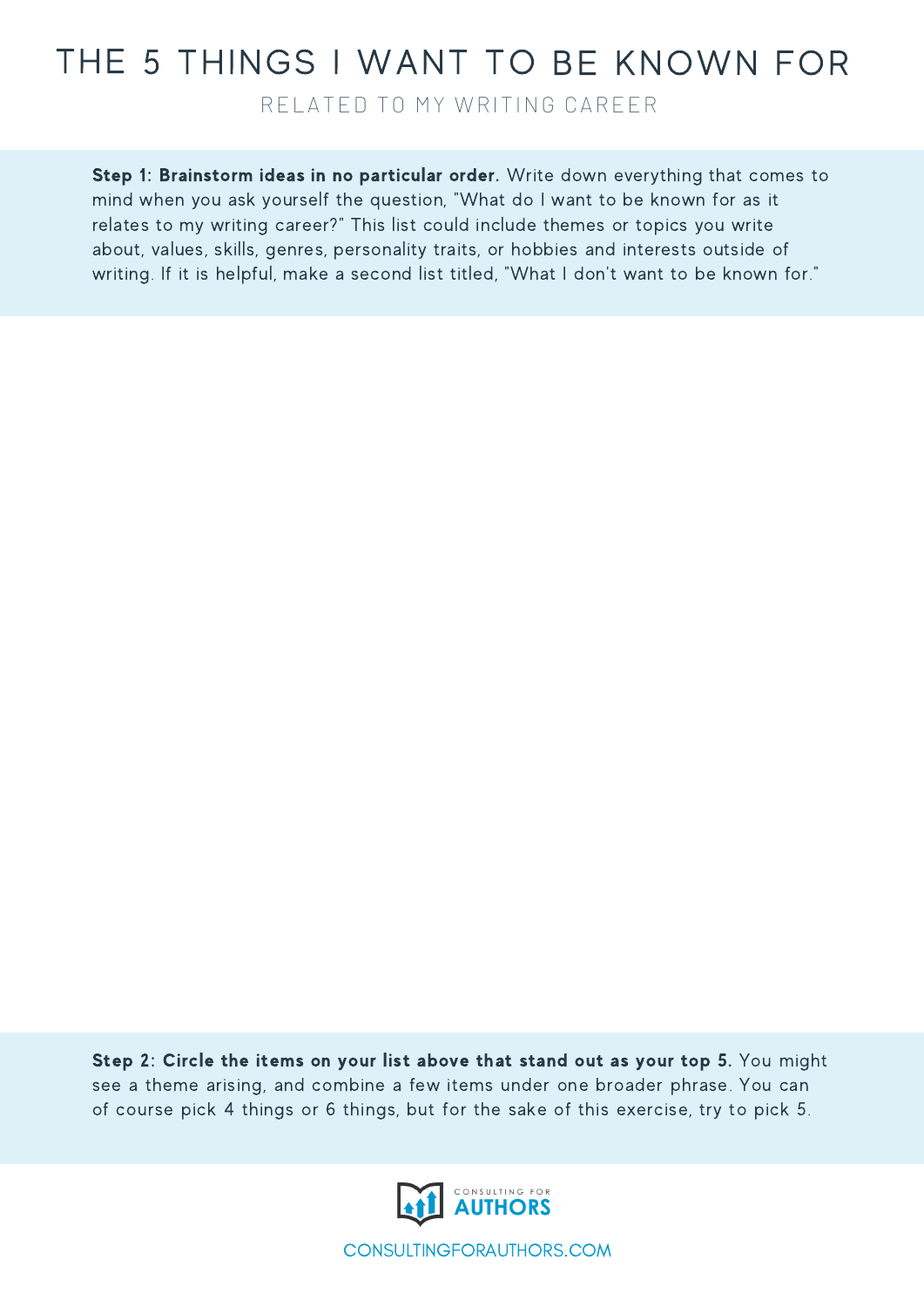# THE 5 THINGS I WANT TO BE KNOWN FOR

## RELATED TO MY WRITING CAREER

**Step 1: Brainstorm ideas in no particular order.** Write down everything that comes to mind when you ask yourself the question, "What do I want to be known for as it relates to my writing career?" This list could include themes or topics you write about, values, skills, genres, personality traits, or hobbies and interests outside of writing. If it is helpful, make a second list titled, "What I don't want to be known for."

**Step 2: Circle the items on your list above that stand out as your top 5.** You might see a theme arising, and combine a few items under one broader phrase. You can of course pick 4 things or 6 things, but for the sake of this exercise, try to pick 5.

CONSULTING FOR AUTHORS

CONSULTINGFORAUTHORS.COM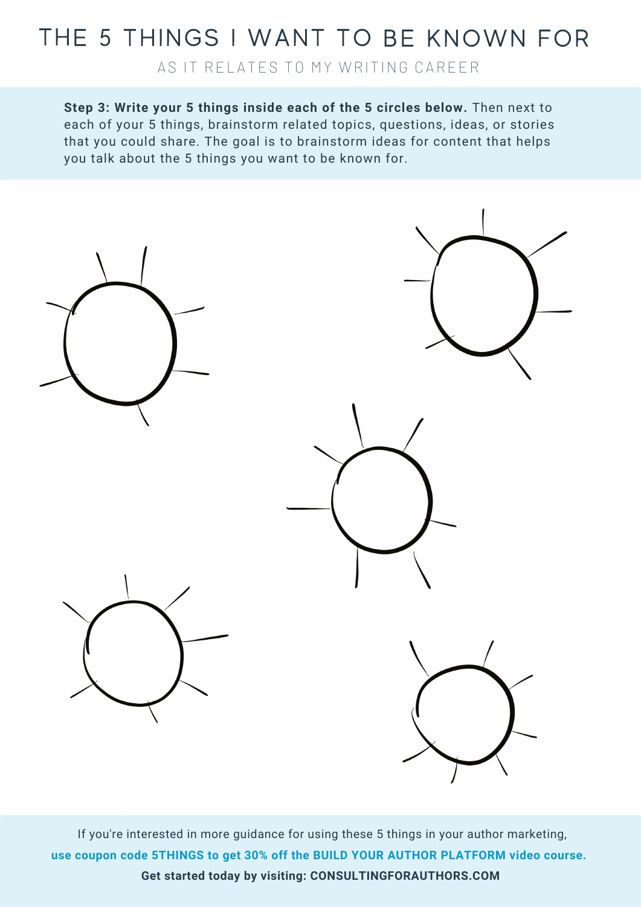# THE 5 THINGS I WANT TO BE KNOWN FOR

AS IT RELATES TO MY WRITING CAREER

**Step 3: Write your 5 things inside each of the 5 circles below.** Then next to each of your 5 things, brainstorm related topics, questions, ideas, or stories that you could share. The goal is to brainstorm ideas for content that helps you talk about the 5 things you want to be known for.

If you're interested in more guidance for using these 5 things in your author marketing, **use coupon code 5THINGS to get 30% off the BUILD YOUR AUTHOR PLATFORM video course.**

**Get started today by visiting: CONSULTINGFORAUTHORS.COM**